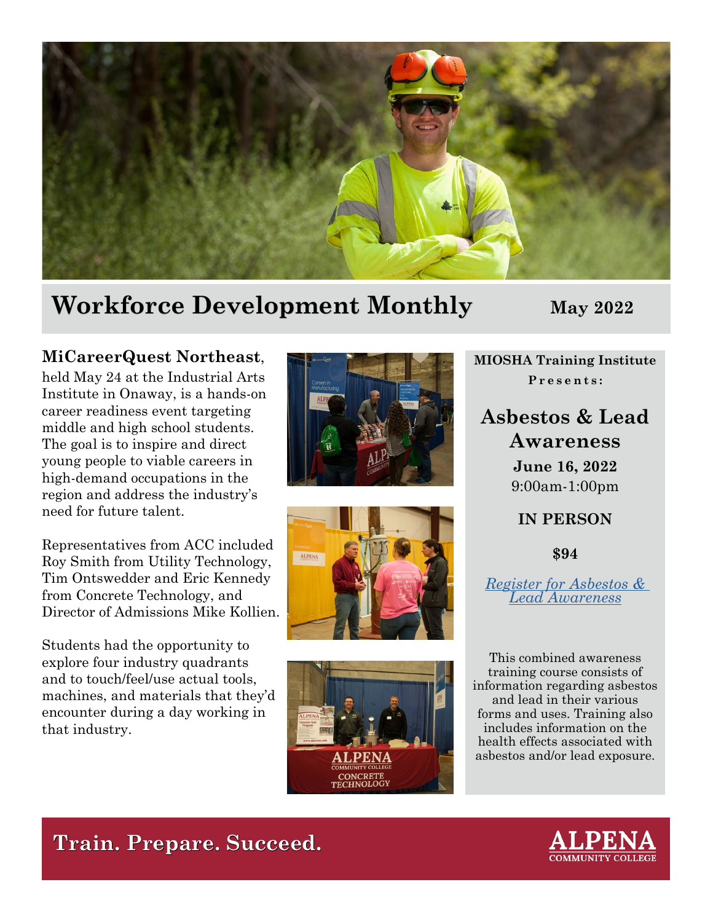# Workforce Development Monthly

**May 2022**

**MiCareerQuest Northeast**, held May 24 at the Industrial Arts Institute in Onaway, is a hands-on career readiness event targeting middle and high school students. The goal is to inspire and direct young people to viable careers in high-demand occupations in the region and address the industry's need for future talent.

Representatives from ACC included Roy Smith from Utility Technology, Tim Ontswedder and Eric Kennedy from Concrete Technology, and Director of Admissions Mike Kollien.

Students had the opportunity to explore four industry quadrants and to touch/feel/use actual tools, machines, and materials that they'd encounter during a day working in that industry.

**MIOSHA Training Institute**

**Presents:**

## Asbestos & Lead Awareness

**June 16, 2022**

9:00am-1:00pm

**IN PERSON**

**$94**

*Register for Asbestos & Lead Awareness*

This combined awareness training course consists of information regarding asbestos and lead in their various forms and uses. Training also includes information on the health effects associated with asbestos and/or lead exposure.

**Train. Prepare. Succeed.**

ALPENA COMMUNITY COLLEGE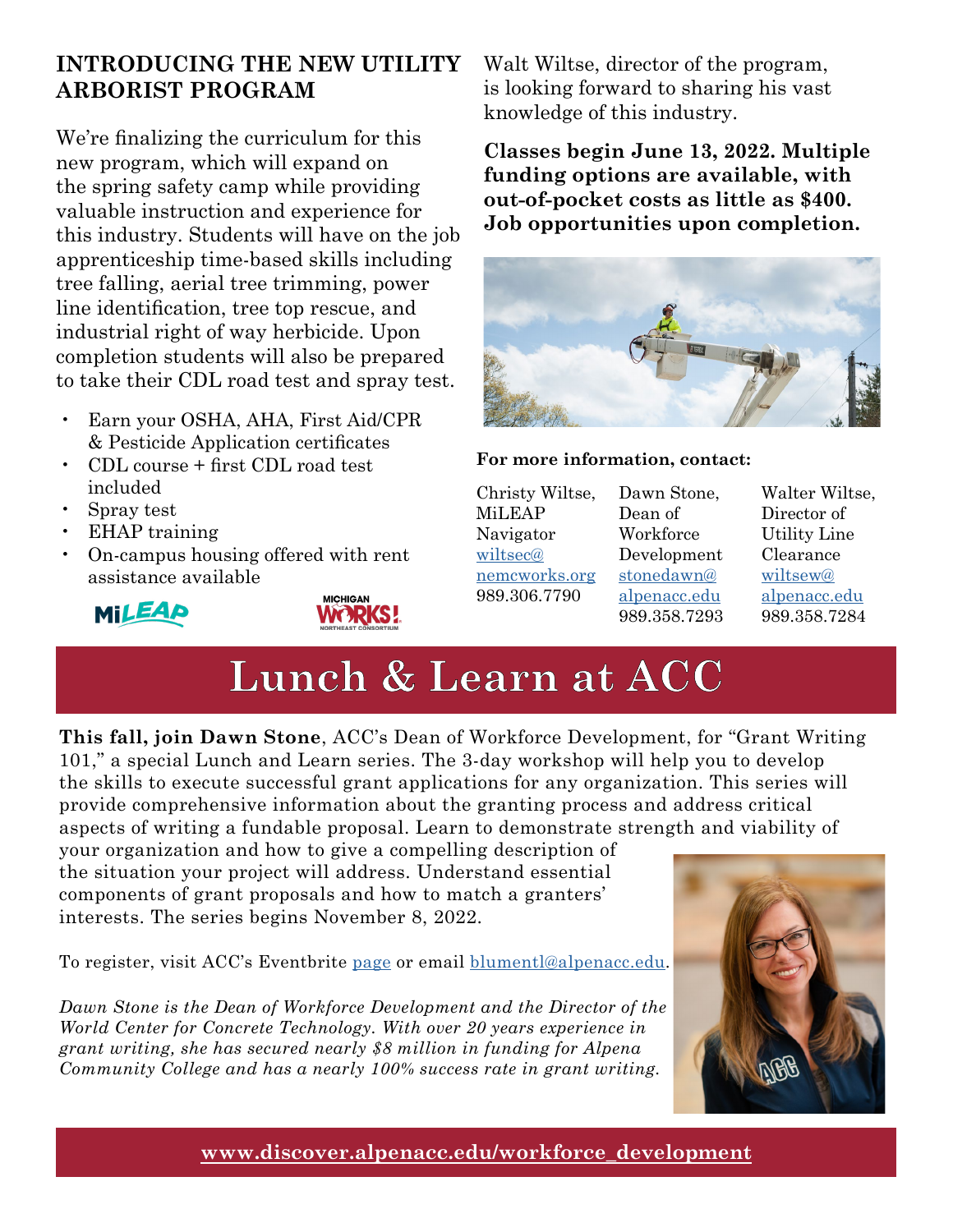## INTRODUCING THE NEW UTILITY ARBORIST PROGRAM

We're finalizing the curriculum for this new program, which will expand on the spring safety camp while providing valuable instruction and experience for this industry. Students will have on the job apprenticeship time-based skills including tree falling, aerial tree trimming, power line identification, tree top rescue, and industrial right of way herbicide. Upon completion students will also be prepared to take their CDL road test and spray test.

- Earn your OSHA, AHA, First Aid/CPR & Pesticide Application certificates
- CDL course + first CDL road test included
- Spray test
- EHAP training
- On-campus housing offered with rent assistance available

Walt Wiltse, director of the program, is looking forward to sharing his vast knowledge of this industry.

**Classes begin June 13, 2022. Multiple funding options are available, with out-of-pocket costs as little as $400. Job opportunities upon completion.**

**For more information, contact:**

Christy Wiltse, MiLEAP Navigator
wiltsec@nemcworks.org
989.306.7790

Dawn Stone, Dean of Workforce Development
stonedawn@alpenacc.edu
989.358.7293

Walter Wiltse, Director of Utility Line Clearance
wiltsew@alpenacc.edu
989.358.7284

# Lunch & Learn at ACC

**This fall, join Dawn Stone**, ACC's Dean of Workforce Development, for "Grant Writing 101," a special Lunch and Learn series. The 3-day workshop will help you to develop the skills to execute successful grant applications for any organization. This series will provide comprehensive information about the granting process and address critical aspects of writing a fundable proposal. Learn to demonstrate strength and viability of your organization and how to give a compelling description of the situation your project will address. Understand essential components of grant proposals and how to match a granters' interests. The series begins November 8, 2022.

To register, visit ACC's Eventbrite page or email blumentl@alpenacc.edu.

*Dawn Stone is the Dean of Workforce Development and the Director of the World Center for Concrete Technology. With over 20 years experience in grant writing, she has secured nearly $8 million in funding for Alpena Community College and has a nearly 100% success rate in grant writing.*

**www.discover.alpenacc.edu/workforce_development**